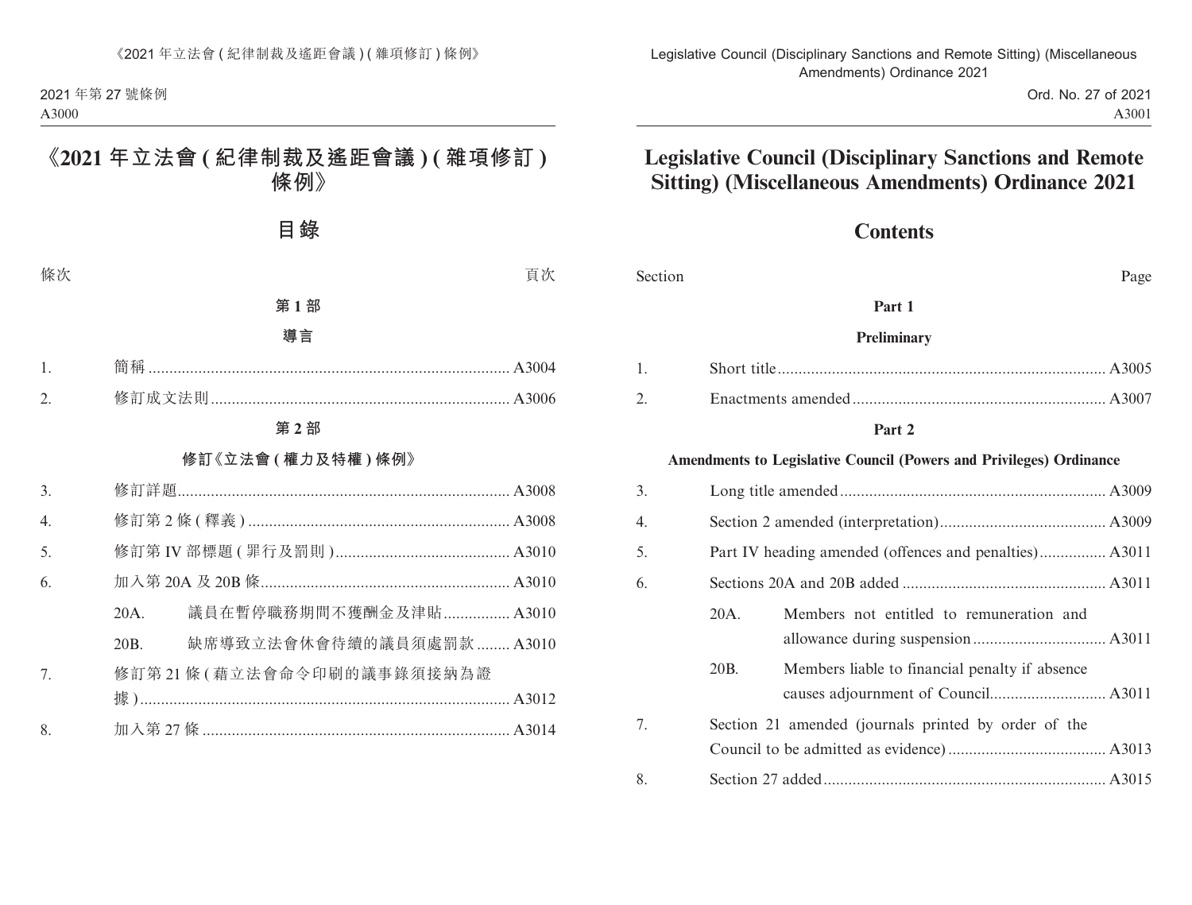# 《2021 年立法會 ( 紀律制裁及遙距會議 ) ( 雜項修訂 ) 條例》

## 目錄

| 條次 | | 頁次 |
|---|---|---|
| | **第 1 部** | |
| | **導言** | |
| 1. | 簡稱 | A3004 |
| 2. | 修訂成文法則 | A3006 |
| | **第 2 部** | |
| | **修訂《立法會 ( 權力及特權 ) 條例》** | |
| 3. | 修訂詳題 | A3008 |
| 4. | 修訂第 2 條 ( 釋義 ) | A3008 |
| 5. | 修訂第 IV 部標題 ( 罪行及罰則 ) | A3010 |
| 6. | 加入第 20A 及 20B 條 | A3010 |
| | 20A. 議員在暫停職務期間不獲酬金及津貼 | A3010 |
| | 20B. 缺席導致立法會休會待續的議員須處罰款 | A3010 |
| 7. | 修訂第 21 條 ( 藉立法會命令印刷的議事錄須接納為證據 ) | A3012 |
| 8. | 加入第 27 條 | A3014 |

# Legislative Council (Disciplinary Sanctions and Remote Sitting) (Miscellaneous Amendments) Ordinance 2021

## Contents

| Section | | Page |
|---|---|---|
| | **Part 1** | |
| | **Preliminary** | |
| 1. | Short title | A3005 |
| 2. | Enactments amended | A3007 |
| | **Part 2** | |
| | **Amendments to Legislative Council (Powers and Privileges) Ordinance** | |
| 3. | Long title amended | A3009 |
| 4. | Section 2 amended (interpretation) | A3009 |
| 5. | Part IV heading amended (offences and penalties) | A3011 |
| 6. | Sections 20A and 20B added | A3011 |
| | 20A. Members not entitled to remuneration and allowance during suspension | A3011 |
| | 20B. Members liable to financial penalty if absence causes adjournment of Council | A3011 |
| 7. | Section 21 amended (journals printed by order of the Council to be admitted as evidence) | A3013 |
| 8. | Section 27 added | A3015 |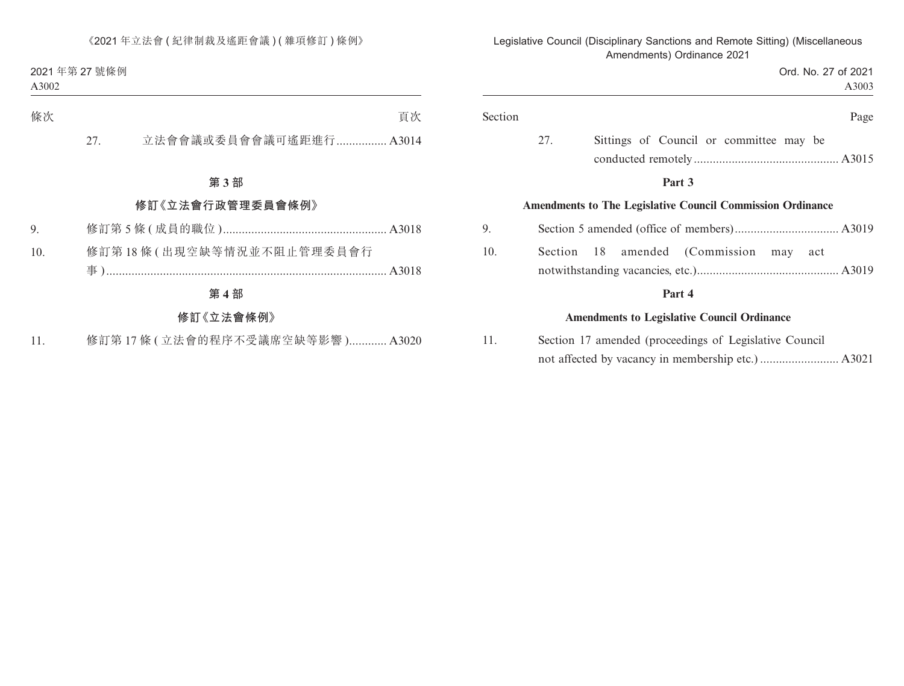| 條次 | | 頁次 |
|---|---|---|
| 27. | 立法會會議或委員會會議可遙距進行 | A3014 |

### 第 3 部

### 修訂《立法會行政管理委員會條例》

| | | |
|---|---|---|
| 9. | 修訂第 5 條 (成員的職位) | A3018 |
| 10. | 修訂第 18 條 (出現空缺等情況並不阻止管理委員會行事) | A3018 |

### 第 4 部

### 修訂《立法會條例》

| | | |
|---|---|---|
| 11. | 修訂第 17 條 (立法會的程序不受議席空缺等影響) | A3020 |

| Section | | Page |
|---|---|---|
| 27. | Sittings of Council or committee may be conducted remotely | A3015 |

### Part 3

### Amendments to The Legislative Council Commission Ordinance

| | | |
|---|---|---|
| 9. | Section 5 amended (office of members) | A3019 |
| 10. | Section 18 amended (Commission may act notwithstanding vacancies, etc.) | A3019 |

### Part 4

### Amendments to Legislative Council Ordinance

| | | |
|---|---|---|
| 11. | Section 17 amended (proceedings of Legislative Council not affected by vacancy in membership etc.) | A3021 |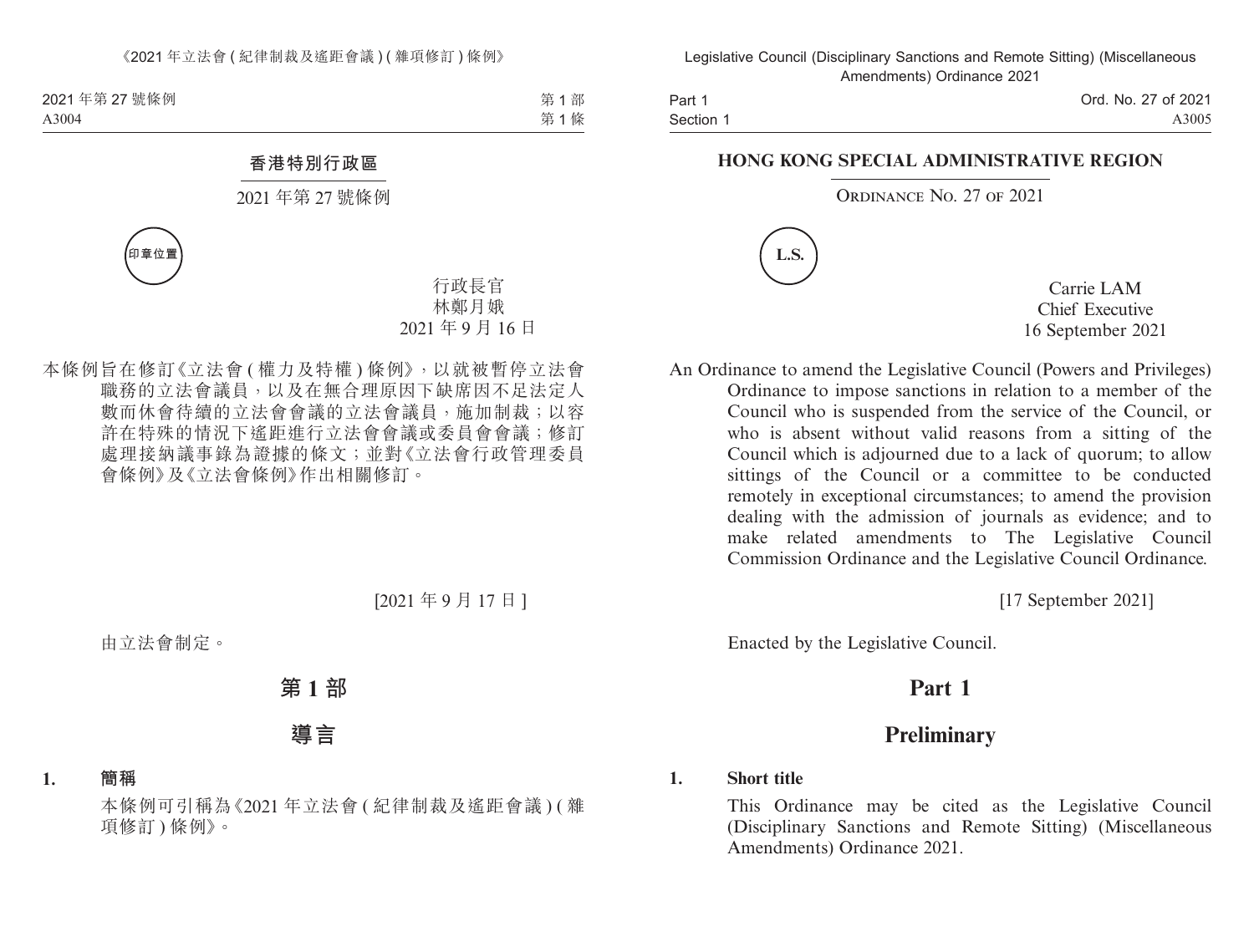## 香港特別行政區

2021 年第 27 號條例

印章位置

行政長官
林鄭月娥
2021 年 9 月 16 日

本條例旨在修訂《立法會 (權力及特權) 條例》，以就被暫停立法會職務的立法會議員，以及在無合理原因下缺席因不足法定人數而休會待續的立法會會議的立法會議員，施加制裁；以容許在特殊的情況下遙距進行立法會會議或委員會會議；修訂處理接納議事錄為證據的條文；並對《立法會行政管理委員會條例》及《立法會條例》作出相關修訂。

[2021 年 9 月 17 日]

由立法會制定。

# 第 1 部

# 導言

**1. 簡稱**

本條例可引稱為《2021 年立法會 (紀律制裁及遙距會議) (雜項修訂) 條例》。

## HONG KONG SPECIAL ADMINISTRATIVE REGION

ORDINANCE NO. 27 OF 2021

L.S.

Carrie LAM
Chief Executive
16 September 2021

An Ordinance to amend the Legislative Council (Powers and Privileges) Ordinance to impose sanctions in relation to a member of the Council who is suspended from the service of the Council, or who is absent without valid reasons from a sitting of the Council which is adjourned due to a lack of quorum; to allow sittings of the Council or a committee to be conducted remotely in exceptional circumstances; to amend the provision dealing with the admission of journals as evidence; and to make related amendments to The Legislative Council Commission Ordinance and the Legislative Council Ordinance.

[17 September 2021]

Enacted by the Legislative Council.

# Part 1

# Preliminary

**1. Short title**

This Ordinance may be cited as the Legislative Council (Disciplinary Sanctions and Remote Sitting) (Miscellaneous Amendments) Ordinance 2021.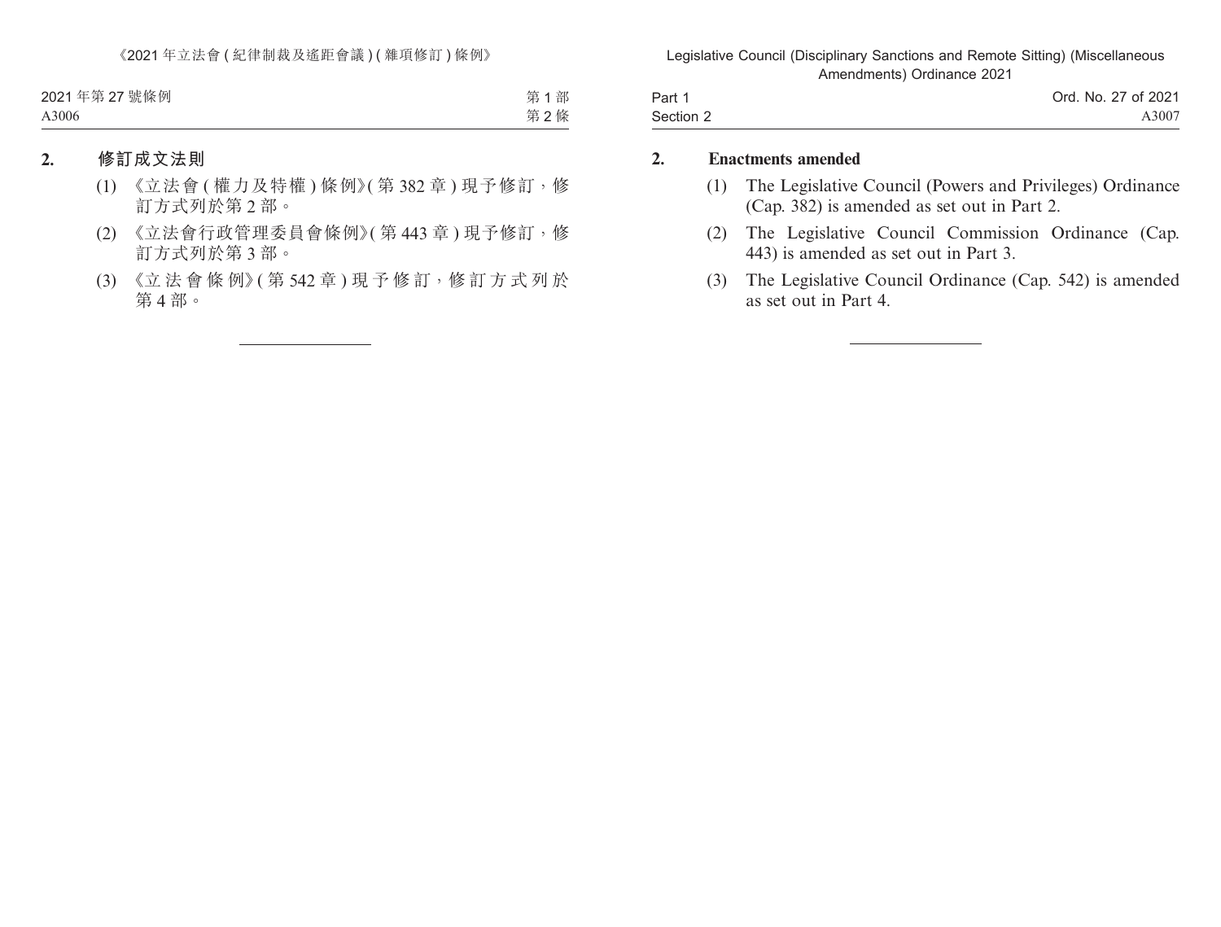## 2. 修訂成文法則

(1) 《立法會 (權力及特權) 條例》(第 382 章) 現予修訂，修訂方式列於第 2 部。

(2) 《立法會行政管理委員會條例》(第 443 章) 現予修訂，修訂方式列於第 3 部。

(3) 《立法會條例》(第 542 章) 現予修訂，修訂方式列於第 4 部。

---

## 2. Enactments amended

(1) The Legislative Council (Powers and Privileges) Ordinance (Cap. 382) is amended as set out in Part 2.

(2) The Legislative Council Commission Ordinance (Cap. 443) is amended as set out in Part 3.

(3) The Legislative Council Ordinance (Cap. 542) is amended as set out in Part 4.

---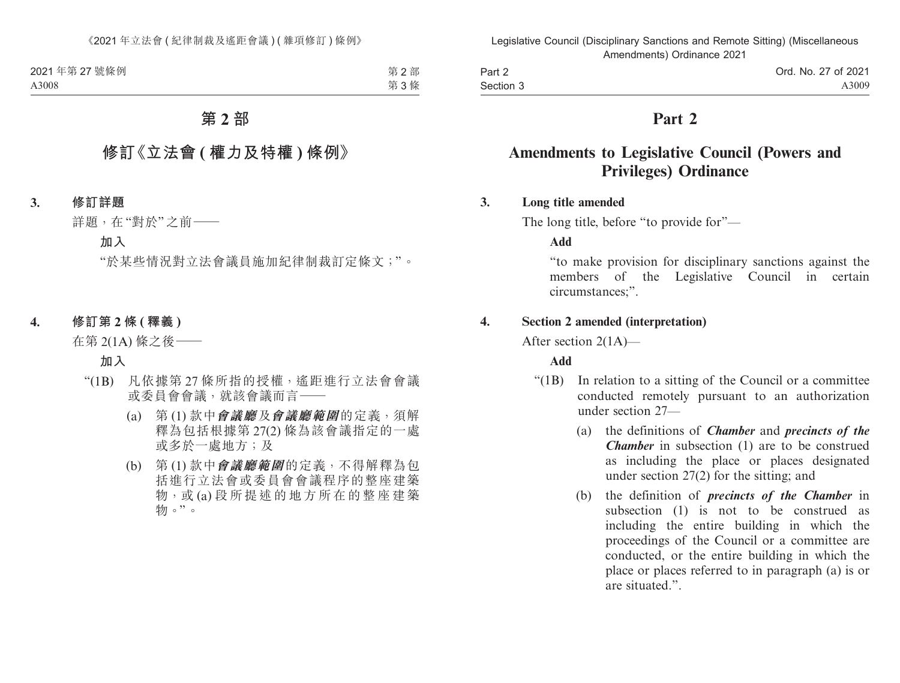# 第 2 部

## 修訂《立法會 (權力及特權) 條例》

**3. 修訂詳題**

詳題，在“對於”之前——

**加入**

“於某些情況對立法會議員施加紀律制裁訂定條文；”。

**4. 修訂第 2 條 (釋義)**

在第 2(1A) 條之後——

**加入**

“(1B) 凡依據第 27 條所指的授權，遙距進行立法會會議或委員會會議，就該會議而言——

(a) 第 (1) 款中***會議廳***及***會議廳範圍***的定義，須解釋為包括根據第 27(2) 條為該會議指定的一處或多於一處地方；及

(b) 第 (1) 款中***會議廳範圍***的定義，不得解釋為包括進行立法會或委員會會議程序的整座建築物，或 (a) 段所提述的地方所在的整座建築物。”。

# Part 2

## Amendments to Legislative Council (Powers and Privileges) Ordinance

**3. Long title amended**

The long title, before “to provide for”—

**Add**

“to make provision for disciplinary sanctions against the members of the Legislative Council in certain circumstances;”.

**4. Section 2 amended (interpretation)**

After section 2(1A)—

**Add**

“(1B) In relation to a sitting of the Council or a committee conducted remotely pursuant to an authorization under section 27—

(a) the definitions of ***Chamber*** and ***precincts of the Chamber*** in subsection (1) are to be construed as including the place or places designated under section 27(2) for the sitting; and

(b) the definition of ***precincts of the Chamber*** in subsection (1) is not to be construed as including the entire building in which the proceedings of the Council or a committee are conducted, or the entire building in which the place or places referred to in paragraph (a) is or are situated.”.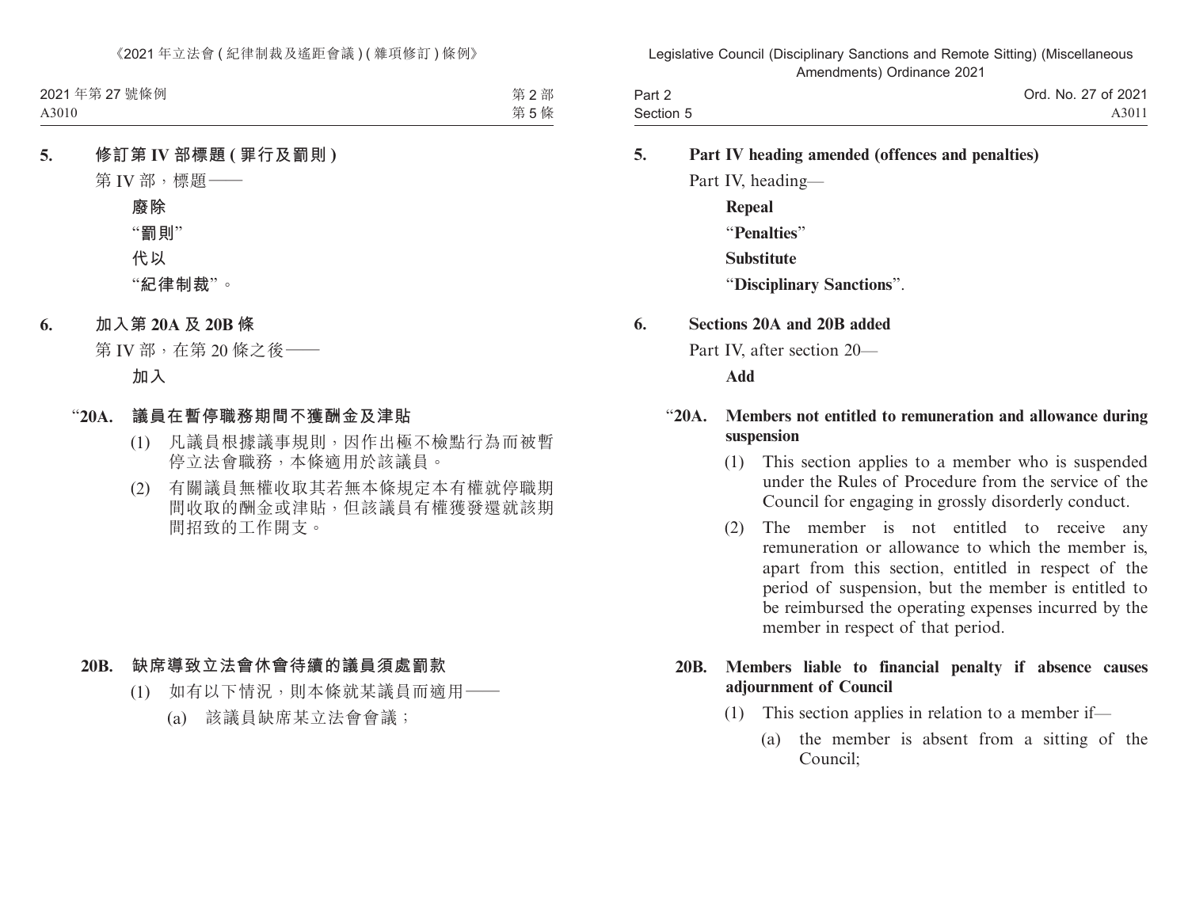**5. 修訂第 IV 部標題 (罪行及罰則)**

第 IV 部，標題——

**廢除**

“**罰則**”

**代以**

“**紀律制裁**”。

**6. 加入第 20A 及 20B 條**

第 IV 部，在第 20 條之後——

**加入**

“**20A. 議員在暫停職務期間不獲酬金及津貼**

(1) 凡議員根據議事規則，因作出極不檢點行為而被暫停立法會職務，本條適用於該議員。

(2) 有關議員無權收取其若無本條規定本有權就停職期間收取的酬金或津貼，但該議員有權獲發還就該期間招致的工作開支。

**20B. 缺席導致立法會休會待續的議員須處罰款**

(1) 如有以下情況，則本條就某議員而適用——

(a) 該議員缺席某立法會會議；

**5. Part IV heading amended (offences and penalties)**

Part IV, heading—

**Repeal**

“**Penalties**”

**Substitute**

“**Disciplinary Sanctions**”.

**6. Sections 20A and 20B added**

Part IV, after section 20—

**Add**

“**20A. Members not entitled to remuneration and allowance during suspension**

(1) This section applies to a member who is suspended under the Rules of Procedure from the service of the Council for engaging in grossly disorderly conduct.

(2) The member is not entitled to receive any remuneration or allowance to which the member is, apart from this section, entitled in respect of the period of suspension, but the member is entitled to be reimbursed the operating expenses incurred by the member in respect of that period.

**20B. Members liable to financial penalty if absence causes adjournment of Council**

(1) This section applies in relation to a member if—

(a) the member is absent from a sitting of the Council;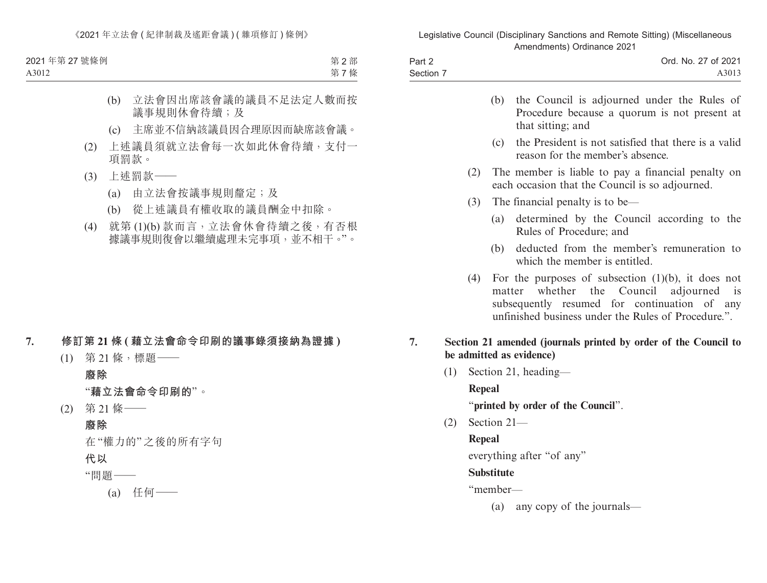(b) 立法會因出席該會議的議員不足法定人數而按議事規則休會待續；及

(c) 主席並不信納該議員因合理原因而缺席該會議。

(2) 上述議員須就立法會每一次如此休會待續，支付一項罰款。

(3) 上述罰款——

(a) 由立法會按議事規則釐定；及

(b) 從上述議員有權收取的議員酬金中扣除。

(4) 就第 (1)(b) 款而言，立法會休會待續之後，有否根據議事規則復會以繼續處理未完事項，並不相干。”。

**7. 修訂第 21 條 (藉立法會命令印刷的議事錄須接納為證據)**

(1) 第 21 條，標題——

**廢除**

“**藉立法會命令印刷的**”。

(2) 第 21 條——

**廢除**

在“權力的”之後的所有字句

**代以**

“問題——

(a) 任何——

(b) the Council is adjourned under the Rules of Procedure because a quorum is not present at that sitting; and

(c) the President is not satisfied that there is a valid reason for the member's absence.

(2) The member is liable to pay a financial penalty on each occasion that the Council is so adjourned.

(3) The financial penalty is to be—

(a) determined by the Council according to the Rules of Procedure; and

(b) deducted from the member's remuneration to which the member is entitled.

(4) For the purposes of subsection (1)(b), it does not matter whether the Council adjourned is subsequently resumed for continuation of any unfinished business under the Rules of Procedure.”.

**7. Section 21 amended (journals printed by order of the Council to be admitted as evidence)**

(1) Section 21, heading—

**Repeal**

“**printed by order of the Council**”.

(2) Section 21—

**Repeal**

everything after “of any”

**Substitute**

“member—

(a) any copy of the journals—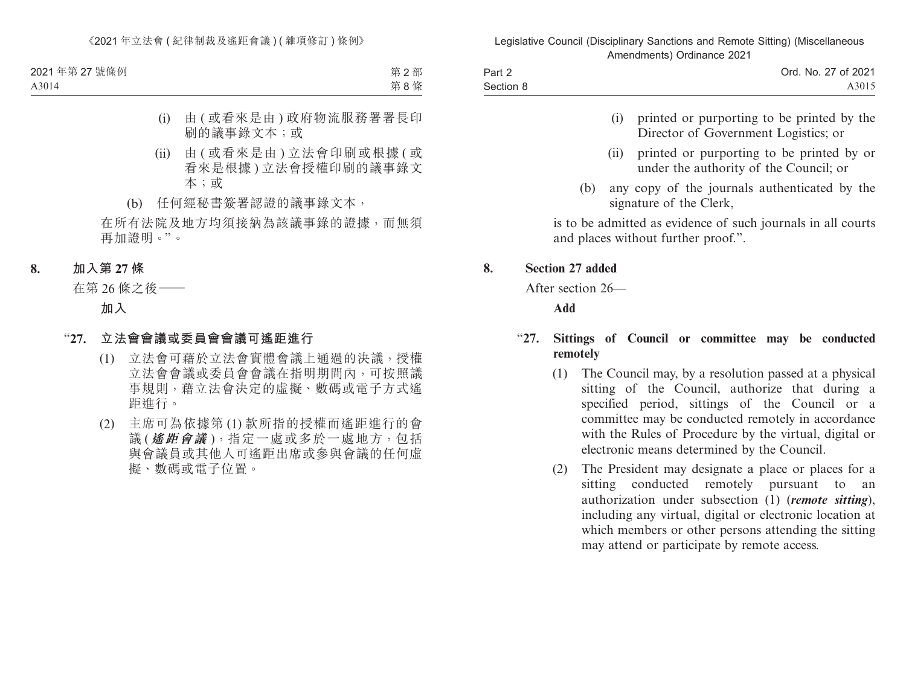(i) 由 ( 或看來是由 ) 政府物流服務署署長印刷的議事錄文本；或

(ii) 由 ( 或看來是由 ) 立法會印刷或根據 ( 或看來是根據 ) 立法會授權印刷的議事錄文本；或

(b) 任何經秘書簽署認證的議事錄文本，

在所有法院及地方均須接納為該議事錄的證據，而無須再加證明。”。

**8. 加入第 27 條**

在第 26 條之後——

**加入**

**“27. 立法會會議或委員會會議可遙距進行**

(1) 立法會可藉於立法會實體會議上通過的決議，授權立法會會議或委員會會議在指明期間內，可按照議事規則，藉立法會決定的虛擬、數碼或電子方式遙距進行。

(2) 主席可為依據第 (1) 款所指的授權而遙距進行的會議 (***遙距會議***)，指定一處或多於一處地方，包括與會議員或其他人可遙距出席或參與會議的任何虛擬、數碼或電子位置。

(i) printed or purporting to be printed by the Director of Government Logistics; or

(ii) printed or purporting to be printed by or under the authority of the Council; or

(b) any copy of the journals authenticated by the signature of the Clerk,

is to be admitted as evidence of such journals in all courts and places without further proof.”.

**8. Section 27 added**

After section 26—

**Add**

**“27. Sittings of Council or committee may be conducted remotely**

(1) The Council may, by a resolution passed at a physical sitting of the Council, authorize that during a specified period, sittings of the Council or a committee may be conducted remotely in accordance with the Rules of Procedure by the virtual, digital or electronic means determined by the Council.

(2) The President may designate a place or places for a sitting conducted remotely pursuant to an authorization under subsection (1) (***remote sitting***), including any virtual, digital or electronic location at which members or other persons attending the sitting may attend or participate by remote access.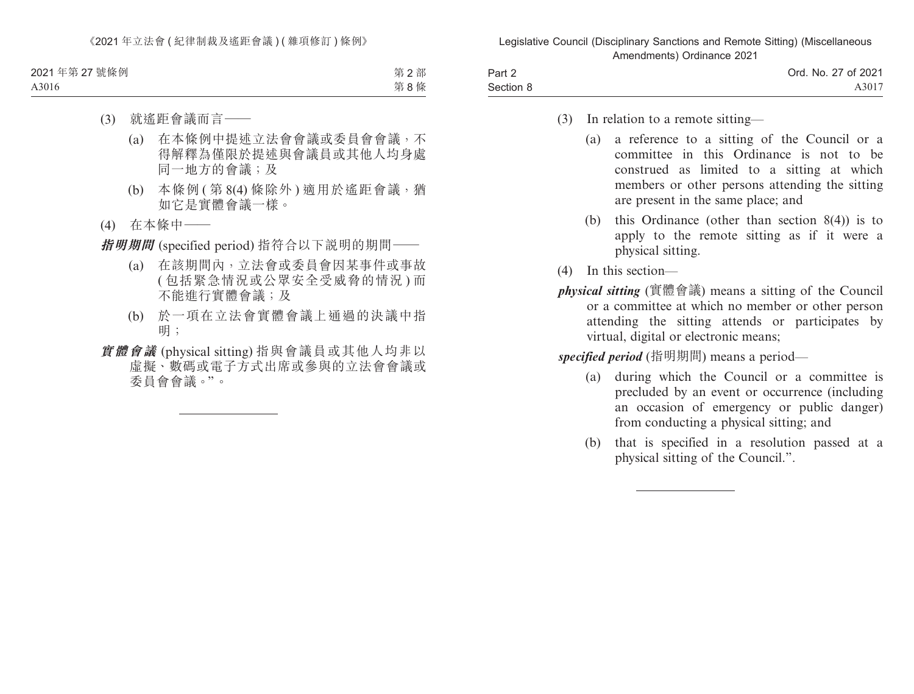(3) 就遙距會議而言——

(a) 在本條例中提述立法會會議或委員會會議，不得解釋為僅限於提述與會議員或其他人均身處同一地方的會議；及

(b) 本條例 (第 8(4) 條除外) 適用於遙距會議，猶如它是實體會議一樣。

(4) 在本條中——

***指明期間*** (specified period) 指符合以下說明的期間——

(a) 在該期間內，立法會或委員會因某事件或事故 (包括緊急情況或公眾安全受威脅的情況) 而不能進行實體會議；及

(b) 於一項在立法會實體會議上通過的決議中指明；

***實體會議*** (physical sitting) 指與會議員或其他人均非以虛擬、數碼或電子方式出席或參與的立法會會議或委員會會議。”。

---

(3) In relation to a remote sitting—

(a) a reference to a sitting of the Council or a committee in this Ordinance is not to be construed as limited to a sitting at which members or other persons attending the sitting are present in the same place; and

(b) this Ordinance (other than section 8(4)) is to apply to the remote sitting as if it were a physical sitting.

(4) In this section—

***physical sitting*** (實體會議) means a sitting of the Council or a committee at which no member or other person attending the sitting attends or participates by virtual, digital or electronic means;

***specified period*** (指明期間) means a period—

(a) during which the Council or a committee is precluded by an event or occurrence (including an occasion of emergency or public danger) from conducting a physical sitting; and

(b) that is specified in a resolution passed at a physical sitting of the Council.”.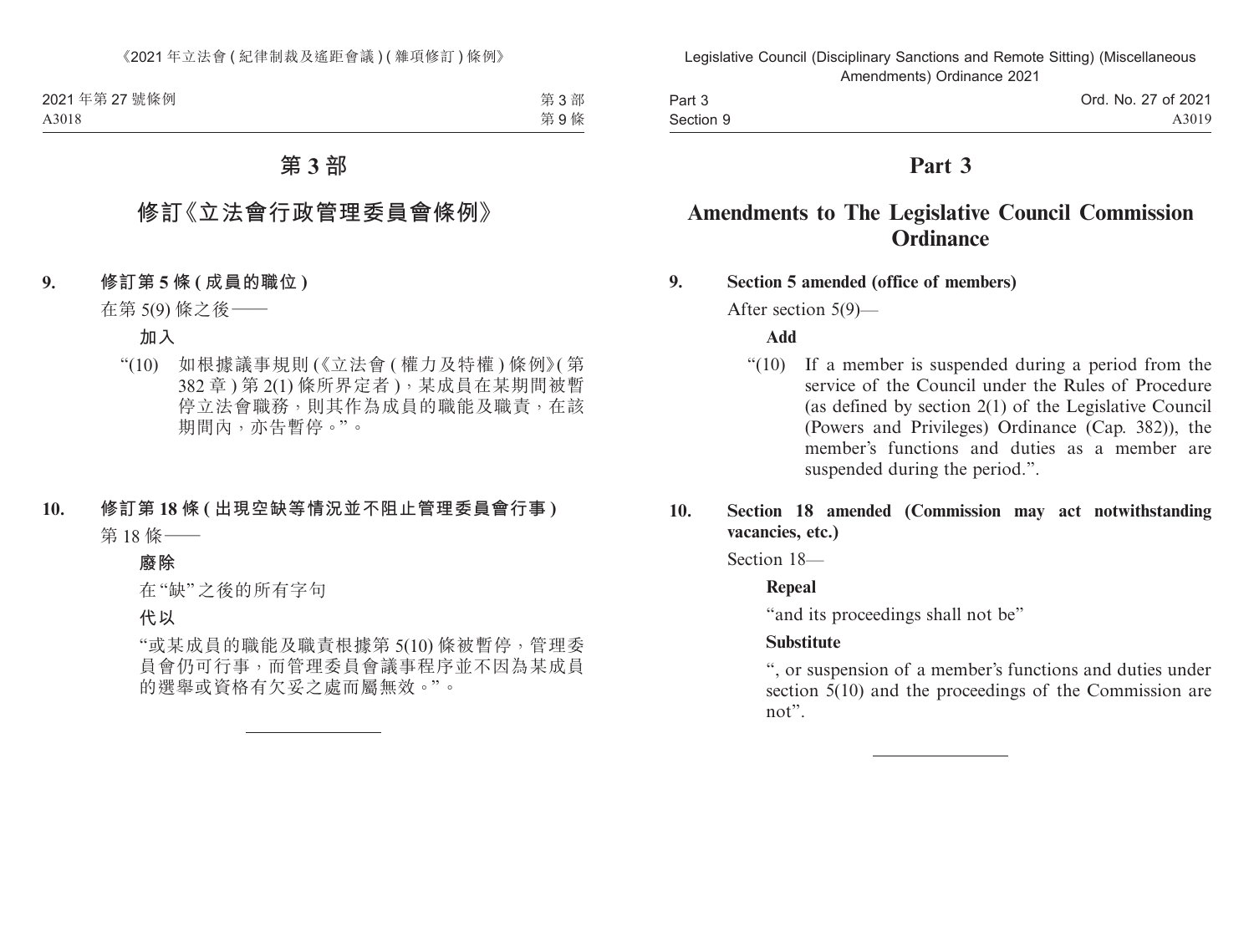# 第 3 部

## 修訂《立法會行政管理委員會條例》

**9. 修訂第 5 條 (成員的職位)**

在第 5(9) 條之後——

**加入**

“(10) 如根據議事規則 (《立法會 (權力及特權) 條例》(第 382 章) 第 2(1) 條所界定者)，某成員在某期間被暫停立法會職務，則其作為成員的職能及職責，在該期間內，亦告暫停。”。

**10. 修訂第 18 條 (出現空缺等情況並不阻止管理委員會行事)**

第 18 條——

**廢除**

在“缺”之後的所有字句

**代以**

“或某成員的職能及職責根據第 5(10) 條被暫停，管理委員會仍可行事，而管理委員會議事程序並不因為某成員的選舉或資格有欠妥之處而屬無效。”。

---

# Part 3

## Amendments to The Legislative Council Commission Ordinance

**9. Section 5 amended (office of members)**

After section 5(9)—

**Add**

“(10) If a member is suspended during a period from the service of the Council under the Rules of Procedure (as defined by section 2(1) of the Legislative Council (Powers and Privileges) Ordinance (Cap. 382)), the member’s functions and duties as a member are suspended during the period.”.

**10. Section 18 amended (Commission may act notwithstanding vacancies, etc.)**

Section 18—

**Repeal**

“and its proceedings shall not be”

**Substitute**

“, or suspension of a member’s functions and duties under section 5(10) and the proceedings of the Commission are not”.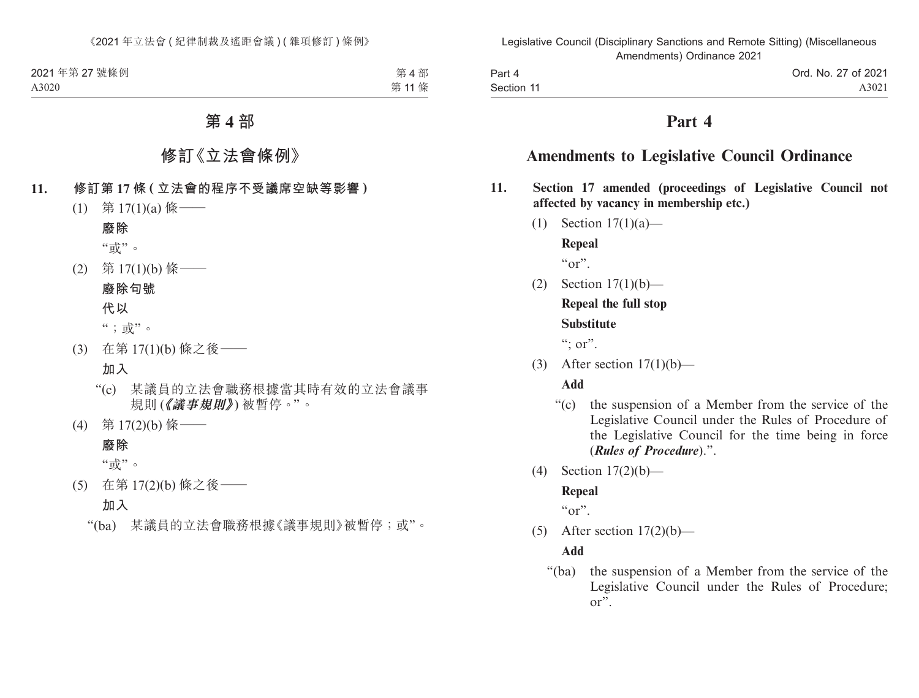# 第 4 部

## 修訂《立法會條例》

**11. 修訂第 17 條 (立法會的程序不受議席空缺等影響)**

(1) 第 17(1)(a) 條——

**廢除**

“或”。

(2) 第 17(1)(b) 條——

**廢除句號**

**代以**

“；或”。

(3) 在第 17(1)(b) 條之後——

**加入**

“(c) 某議員的立法會職務根據當其時有效的立法會議事規則 (***《議事規則》***) 被暫停。”。

(4) 第 17(2)(b) 條——

**廢除**

“或”。

(5) 在第 17(2)(b) 條之後——

**加入**

“(ba) 某議員的立法會職務根據《議事規則》被暫停；或”。

# Part 4

## Amendments to Legislative Council Ordinance

**11. Section 17 amended (proceedings of Legislative Council not affected by vacancy in membership etc.)**

(1) Section 17(1)(a)—

**Repeal**

“or”.

(2) Section 17(1)(b)—

**Repeal the full stop**

**Substitute**

“; or”.

(3) After section 17(1)(b)—

**Add**

“(c) the suspension of a Member from the service of the Legislative Council under the Rules of Procedure of the Legislative Council for the time being in force (***Rules of Procedure***).”.

(4) Section 17(2)(b)—

**Repeal**

“or”.

(5) After section 17(2)(b)—

**Add**

“(ba) the suspension of a Member from the service of the Legislative Council under the Rules of Procedure; or”.